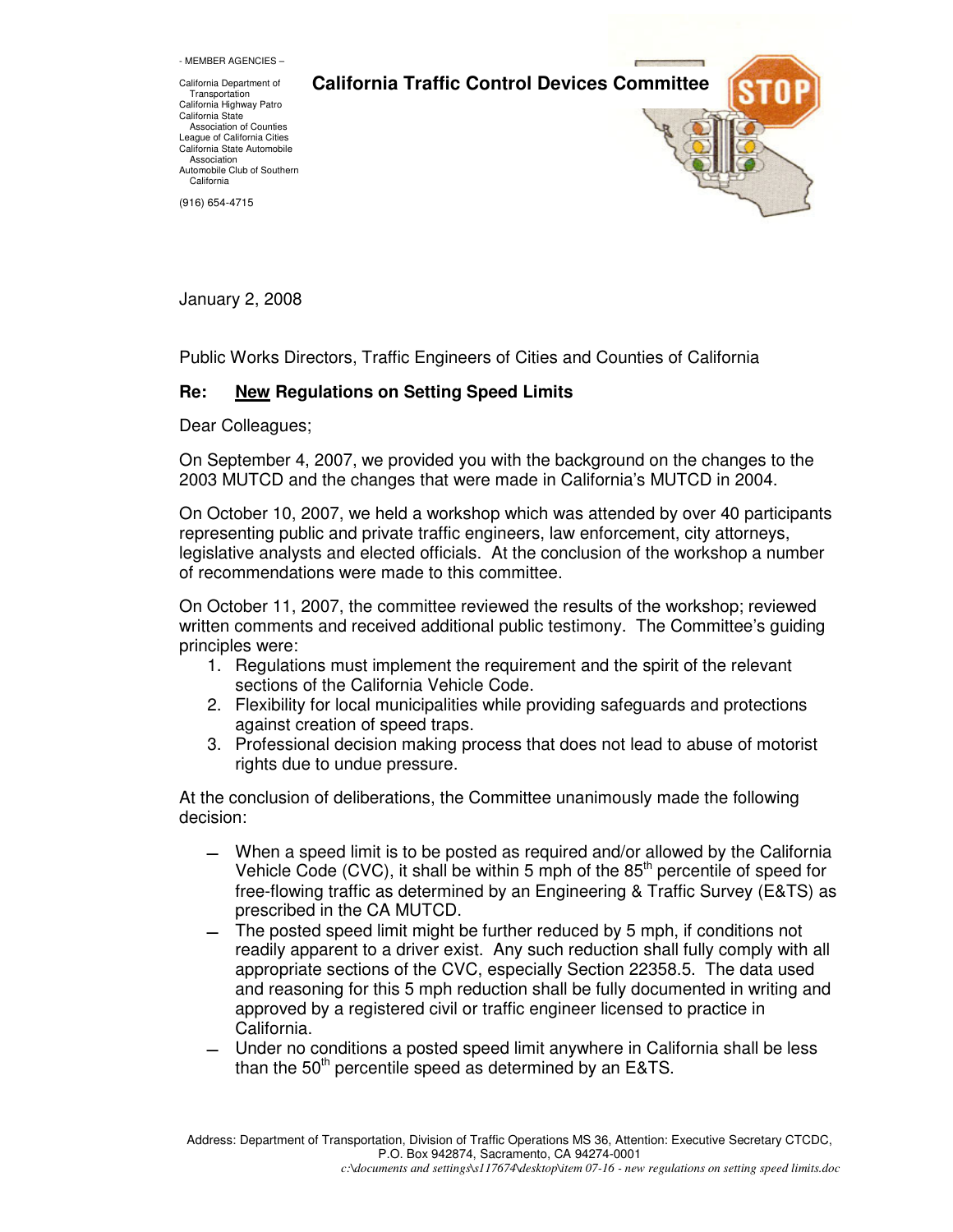- MEMBER AGENCIES –

California Department of Transportation
California Highway Patro
California State Association of Counties
League of California Cities
California State Automobile Association
Automobile Club of Southern California

(916) 654-4715

# California Traffic Control Devices Committee

January 2, 2008

Public Works Directors, Traffic Engineers of Cities and Counties of California

**Re: <u>New</u> Regulations on Setting Speed Limits**

Dear Colleagues;

On September 4, 2007, we provided you with the background on the changes to the 2003 MUTCD and the changes that were made in California's MUTCD in 2004.

On October 10, 2007, we held a workshop which was attended by over 40 participants representing public and private traffic engineers, law enforcement, city attorneys, legislative analysts and elected officials. At the conclusion of the workshop a number of recommendations were made to this committee.

On October 11, 2007, the committee reviewed the results of the workshop; reviewed written comments and received additional public testimony. The Committee's guiding principles were:

1. Regulations must implement the requirement and the spirit of the relevant sections of the California Vehicle Code.
2. Flexibility for local municipalities while providing safeguards and protections against creation of speed traps.
3. Professional decision making process that does not lead to abuse of motorist rights due to undue pressure.

At the conclusion of deliberations, the Committee unanimously made the following decision:

- When a speed limit is to be posted as required and/or allowed by the California Vehicle Code (CVC), it shall be within 5 mph of the 85th percentile of speed for free-flowing traffic as determined by an Engineering & Traffic Survey (E&TS) as prescribed in the CA MUTCD.
- The posted speed limit might be further reduced by 5 mph, if conditions not readily apparent to a driver exist. Any such reduction shall fully comply with all appropriate sections of the CVC, especially Section 22358.5. The data used and reasoning for this 5 mph reduction shall be fully documented in writing and approved by a registered civil or traffic engineer licensed to practice in California.
- Under no conditions a posted speed limit anywhere in California shall be less than the 50th percentile speed as determined by an E&TS.

Address: Department of Transportation, Division of Traffic Operations MS 36, Attention: Executive Secretary CTCDC, P.O. Box 942874, Sacramento, CA 94274-0001

*c:\documents and settings\s117674\desktop\item 07-16 - new regulations on setting speed limits.doc*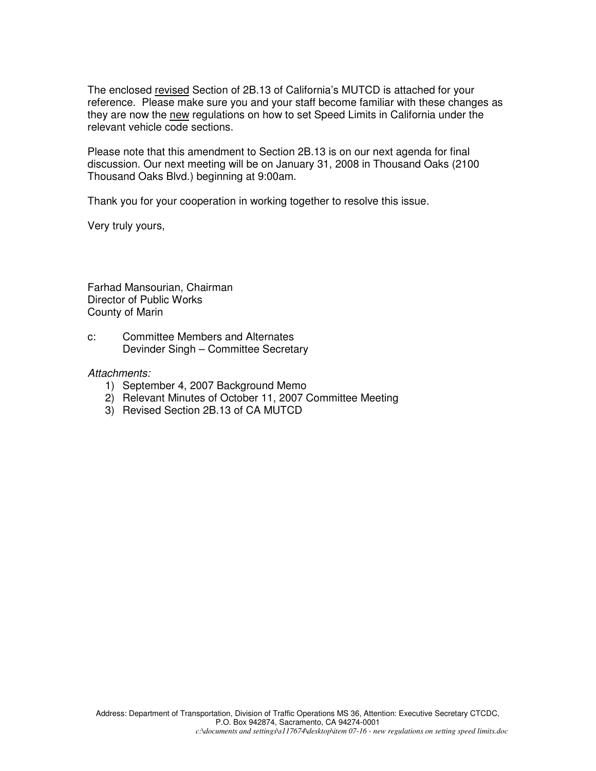The enclosed <u>revised</u> Section of 2B.13 of California's MUTCD is attached for your reference. Please make sure you and your staff become familiar with these changes as they are now the <u>new</u> regulations on how to set Speed Limits in California under the relevant vehicle code sections.

Please note that this amendment to Section 2B.13 is on our next agenda for final discussion. Our next meeting will be on January 31, 2008 in Thousand Oaks (2100 Thousand Oaks Blvd.) beginning at 9:00am.

Thank you for your cooperation in working together to resolve this issue.

Very truly yours,

Farhad Mansourian, Chairman
Director of Public Works
County of Marin

c: Committee Members and Alternates
Devinder Singh – Committee Secretary

*Attachments:*

1) September 4, 2007 Background Memo
2) Relevant Minutes of October 11, 2007 Committee Meeting
3) Revised Section 2B.13 of CA MUTCD